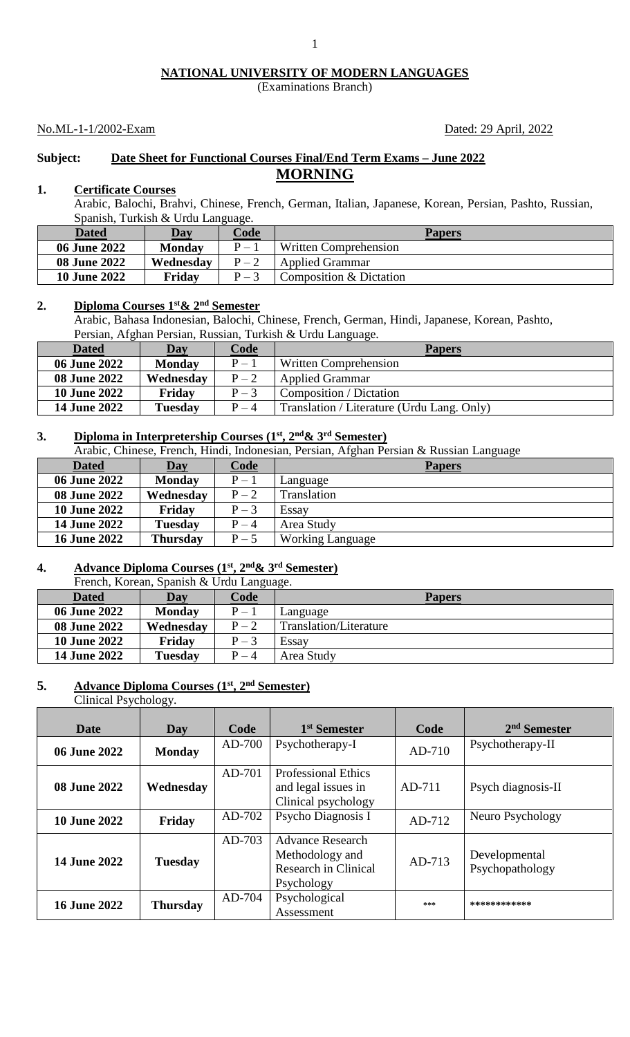**NATIONAL UNIVERSITY OF MODERN LANGUAGES**
(Examinations Branch)

No.ML-1-1/2002-Exam Dated: 29 April, 2022

**Subject: Date Sheet for Functional Courses Final/End Term Exams – June 2022**

## MORNING

### 1. Certificate Courses

Arabic, Balochi, Brahvi, Chinese, French, German, Italian, Japanese, Korean, Persian, Pashto, Russian, Spanish, Turkish & Urdu Language.

| Dated | Day | Code | Papers |
|---|---|---|---|
| 06 June 2022 | Monday | P – 1 | Written Comprehension |
| 08 June 2022 | Wednesday | P – 2 | Applied Grammar |
| 10 June 2022 | Friday | P – 3 | Composition & Dictation |

### 2. Diploma Courses 1st & 2nd Semester

Arabic, Bahasa Indonesian, Balochi, Chinese, French, German, Hindi, Japanese, Korean, Pashto, Persian, Afghan Persian, Russian, Turkish & Urdu Language.

| Dated | Day | Code | Papers |
|---|---|---|---|
| 06 June 2022 | Monday | P – 1 | Written Comprehension |
| 08 June 2022 | Wednesday | P – 2 | Applied Grammar |
| 10 June 2022 | Friday | P – 3 | Composition / Dictation |
| 14 June 2022 | Tuesday | P – 4 | Translation / Literature (Urdu Lang. Only) |

### 3. Diploma in Interpretership Courses (1st, 2nd & 3rd Semester)

Arabic, Chinese, French, Hindi, Indonesian, Persian, Afghan Persian & Russian Language

| Dated | Day | Code | Papers |
|---|---|---|---|
| 06 June 2022 | Monday | P – 1 | Language |
| 08 June 2022 | Wednesday | P – 2 | Translation |
| 10 June 2022 | Friday | P – 3 | Essay |
| 14 June 2022 | Tuesday | P – 4 | Area Study |
| 16 June 2022 | Thursday | P – 5 | Working Language |

### 4. Advance Diploma Courses (1st, 2nd & 3rd Semester)

French, Korean, Spanish & Urdu Language.

| Dated | Day | Code | Papers |
|---|---|---|---|
| 06 June 2022 | Monday | P – 1 | Language |
| 08 June 2022 | Wednesday | P – 2 | Translation/Literature |
| 10 June 2022 | Friday | P – 3 | Essay |
| 14 June 2022 | Tuesday | P – 4 | Area Study |

### 5. Advance Diploma Courses (1st, 2nd Semester)

Clinical Psychology.

| Date | Day | Code | 1st Semester | Code | 2nd Semester |
|---|---|---|---|---|---|
| 06 June 2022 | Monday | AD-700 | Psychotherapy-I | AD-710 | Psychotherapy-II |
| 08 June 2022 | Wednesday | AD-701 | Professional Ethics and legal issues in Clinical psychology | AD-711 | Psych diagnosis-II |
| 10 June 2022 | Friday | AD-702 | Psycho Diagnosis I | AD-712 | Neuro Psychology |
| 14 June 2022 | Tuesday | AD-703 | Advance Research Methodology and Research in Clinical Psychology | AD-713 | Developmental Psychopathology |
| 16 June 2022 | Thursday | AD-704 | Psychological Assessment | *** | ************ |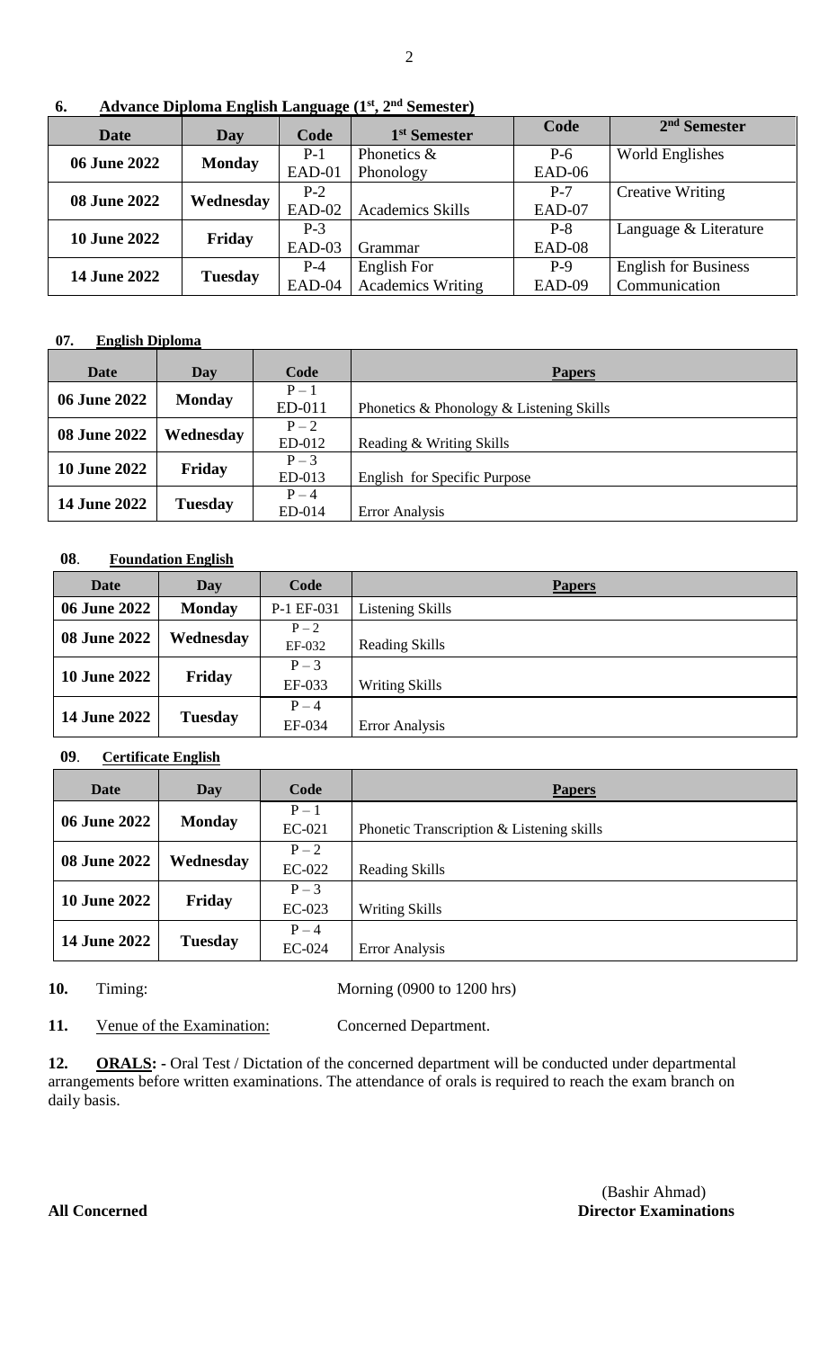### 6. Advance Diploma English Language (1st, 2nd Semester)

| Date | Day | Code | 1st Semester | Code | 2nd Semester |
|---|---|---|---|---|---|
| 06 June 2022 | Monday | P-1 EAD-01 | Phonetics & Phonology | P-6 EAD-06 | World Englishes |
| 08 June 2022 | Wednesday | P-2 EAD-02 | Academics Skills | P-7 EAD-07 | Creative Writing |
| 10 June 2022 | Friday | P-3 EAD-03 | Grammar | P-8 EAD-08 | Language & Literature |
| 14 June 2022 | Tuesday | P-4 EAD-04 | English For Academics Writing | P-9 EAD-09 | English for Business Communication |

### 07. English Diploma

| Date | Day | Code | Papers |
|---|---|---|---|
| 06 June 2022 | Monday | P – 1 ED-011 | Phonetics & Phonology & Listening Skills |
| 08 June 2022 | Wednesday | P – 2 ED-012 | Reading & Writing Skills |
| 10 June 2022 | Friday | P – 3 ED-013 | English for Specific Purpose |
| 14 June 2022 | Tuesday | P – 4 ED-014 | Error Analysis |

### 08. Foundation English

| Date | Day | Code | Papers |
|---|---|---|---|
| 06 June 2022 | Monday | P-1 EF-031 | Listening Skills |
| 08 June 2022 | Wednesday | P – 2 EF-032 | Reading Skills |
| 10 June 2022 | Friday | P – 3 EF-033 | Writing Skills |
| 14 June 2022 | Tuesday | P – 4 EF-034 | Error Analysis |

### 09. Certificate English

| Date | Day | Code | Papers |
|---|---|---|---|
| 06 June 2022 | Monday | P – 1 EC-021 | Phonetic Transcription & Listening skills |
| 08 June 2022 | Wednesday | P – 2 EC-022 | Reading Skills |
| 10 June 2022 | Friday | P – 3 EC-023 | Writing Skills |
| 14 June 2022 | Tuesday | P – 4 EC-024 | Error Analysis |

**10.** Timing: Morning (0900 to 1200 hrs)

**11.** Venue of the Examination: Concerned Department.

**12.** **ORALS: -** Oral Test / Dictation of the concerned department will be conducted under departmental arrangements before written examinations. The attendance of orals is required to reach the exam branch on daily basis.

(Bashir Ahmad)
**Director Examinations**

**All Concerned**